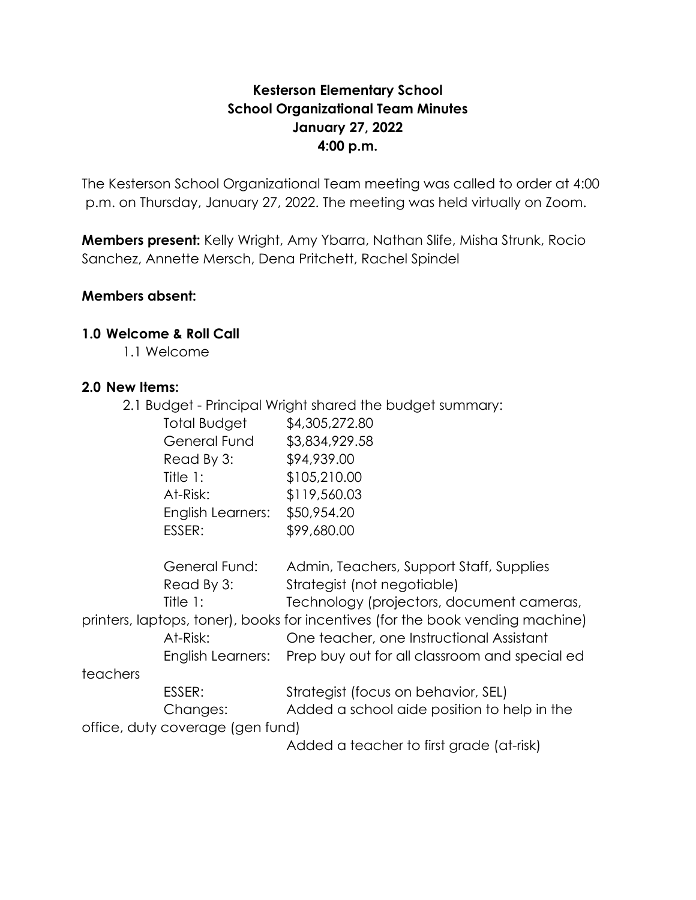**Kesterson Elementary School**
**School Organizational Team Minutes**
**January 27, 2022**
**4:00 p.m.**

The Kesterson School Organizational Team meeting was called to order at 4:00 p.m. on Thursday, January 27, 2022. The meeting was held virtually on Zoom.

**Members present:** Kelly Wright, Amy Ybarra, Nathan Slife, Misha Strunk, Rocio Sanchez, Annette Mersch, Dena Pritchett, Rachel Spindel

**Members absent:**

**1.0 Welcome & Roll Call**

1.1 Welcome

**2.0 New Items:**

2.1 Budget - Principal Wright shared the budget summary:

| | |
|---|---|
| Total Budget | $4,305,272.80 |
| General Fund | $3,834,929.58 |
| Read By 3: | $94,939.00 |
| Title 1: | $105,210.00 |
| At-Risk: | $119,560.03 |
| English Learners: | $50,954.20 |
| ESSER: | $99,680.00 |

| | |
|---|---|
| General Fund: | Admin, Teachers, Support Staff, Supplies |
| Read By 3: | Strategist (not negotiable) |
| Title 1: | Technology (projectors, document cameras, printers, laptops, toner), books for incentives (for the book vending machine) |
| At-Risk: | One teacher, one Instructional Assistant |
| English Learners: | Prep buy out for all classroom and special ed teachers |
| ESSER: | Strategist (focus on behavior, SEL) |
| Changes: | Added a school aide position to help in the office, duty coverage (gen fund) |
| | Added a teacher to first grade (at-risk) |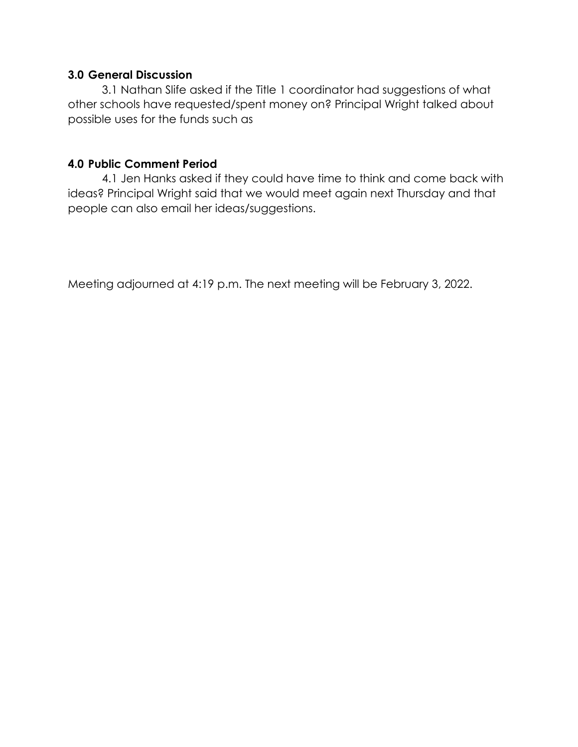### 3.0 General Discussion

3.1 Nathan Slife asked if the Title 1 coordinator had suggestions of what other schools have requested/spent money on? Principal Wright talked about possible uses for the funds such as

### 4.0 Public Comment Period

4.1 Jen Hanks asked if they could have time to think and come back with ideas? Principal Wright said that we would meet again next Thursday and that people can also email her ideas/suggestions.

Meeting adjourned at 4:19 p.m. The next meeting will be February 3, 2022.